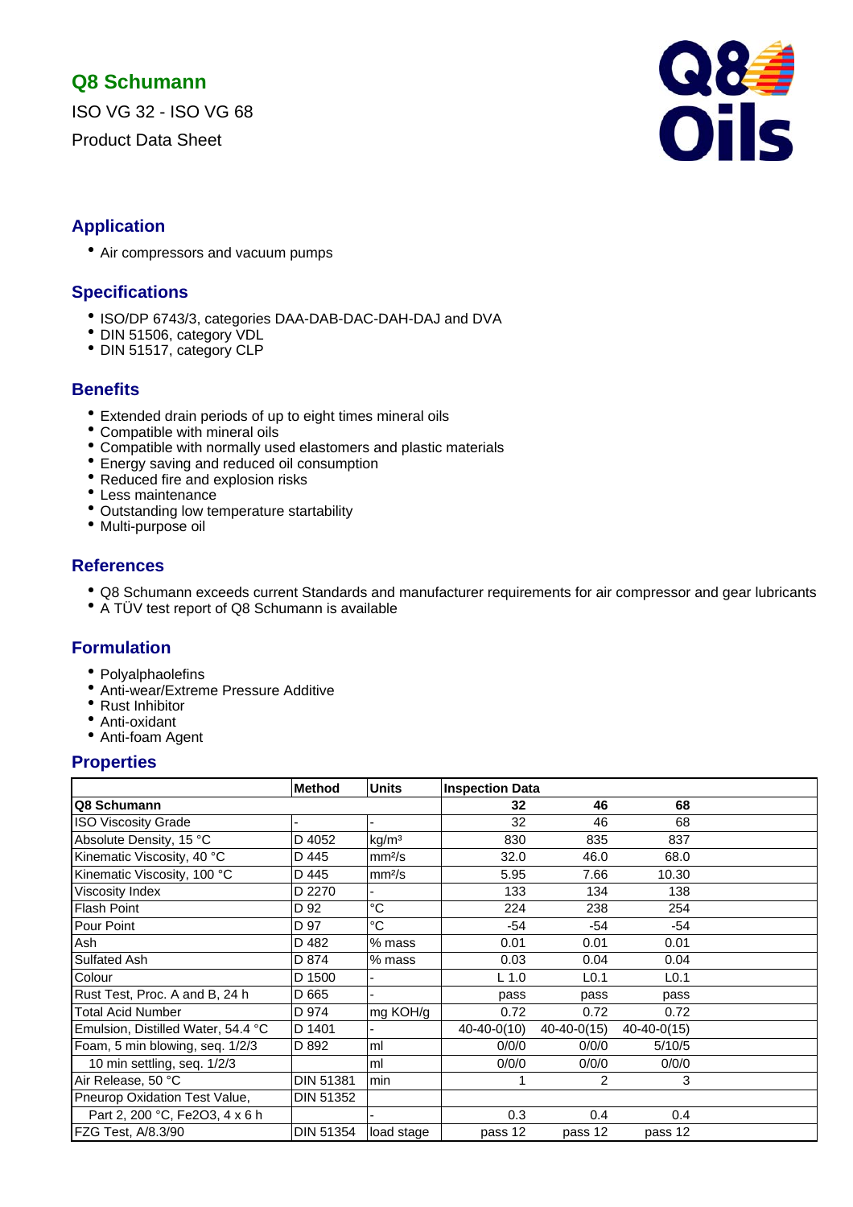# Q8 Schumann

ISO VG 32 - ISO VG 68

Product Data Sheet

## Application

- Air compressors and vacuum pumps

## Specifications

- ISO/DP 6743/3, categories DAA-DAB-DAC-DAH-DAJ and DVA
- DIN 51506, category VDL
- DIN 51517, category CLP

## Benefits

- Extended drain periods of up to eight times mineral oils
- Compatible with mineral oils
- Compatible with normally used elastomers and plastic materials
- Energy saving and reduced oil consumption
- Reduced fire and explosion risks
- Less maintenance
- Outstanding low temperature startability
- Multi-purpose oil

## References

- Q8 Schumann exceeds current Standards and manufacturer requirements for air compressor and gear lubricants
- A TÜV test report of Q8 Schumann is available

## Formulation

- Polyalphaolefins
- Anti-wear/Extreme Pressure Additive
- Rust Inhibitor
- Anti-oxidant
- Anti-foam Agent

## Properties

| | Method | Units | Inspection Data | | |
|---|---|---|---|---|---|
| **Q8 Schumann** | | | **32** | **46** | **68** |
| ISO Viscosity Grade | - | - | 32 | 46 | 68 |
| Absolute Density, 15 °C | D 4052 | kg/m³ | 830 | 835 | 837 |
| Kinematic Viscosity, 40 °C | D 445 | mm²/s | 32.0 | 46.0 | 68.0 |
| Kinematic Viscosity, 100 °C | D 445 | mm²/s | 5.95 | 7.66 | 10.30 |
| Viscosity Index | D 2270 | - | 133 | 134 | 138 |
| Flash Point | D 92 | °C | 224 | 238 | 254 |
| Pour Point | D 97 | °C | -54 | -54 | -54 |
| Ash | D 482 | % mass | 0.01 | 0.01 | 0.01 |
| Sulfated Ash | D 874 | % mass | 0.03 | 0.04 | 0.04 |
| Colour | D 1500 | - | L 1.0 | L0.1 | L0.1 |
| Rust Test, Proc. A and B, 24 h | D 665 | - | pass | pass | pass |
| Total Acid Number | D 974 | mg KOH/g | 0.72 | 0.72 | 0.72 |
| Emulsion, Distilled Water, 54.4 °C | D 1401 | - | 40-40-0(10) | 40-40-0(15) | 40-40-0(15) |
| Foam, 5 min blowing, seq. 1/2/3 | D 892 | ml | 0/0/0 | 0/0/0 | 5/10/5 |
| 10 min settling, seq. 1/2/3 | | ml | 0/0/0 | 0/0/0 | 0/0/0 |
| Air Release, 50 °C | DIN 51381 | min | 1 | 2 | 3 |
| Pneurop Oxidation Test Value, | DIN 51352 | | | | |
| Part 2, 200 °C, $Fe_2O_3$, 4 x 6 h | | - | 0.3 | 0.4 | 0.4 |
| FZG Test, A/8.3/90 | DIN 51354 | load stage | pass 12 | pass 12 | pass 12 |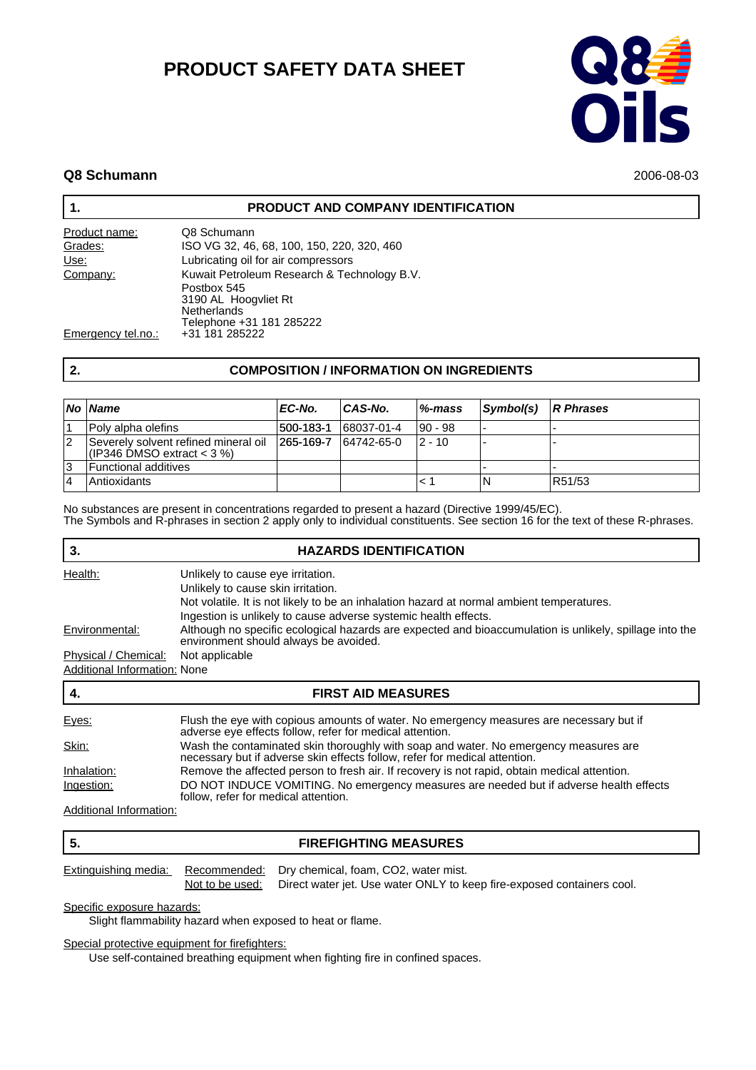# PRODUCT SAFETY DATA SHEET

**Q8 Oils**

**Q8 Schumann** 2006-08-03

## 1. PRODUCT AND COMPANY IDENTIFICATION

Product name: Q8 Schumann

Grades: ISO VG 32, 46, 68, 100, 150, 220, 320, 460

Use: Lubricating oil for air compressors

Company: Kuwait Petroleum Research & Technology B.V.
Postbox 545
3190 AL Hoogvliet Rt
Netherlands
Telephone +31 181 285222

Emergency tel.no.: +31 181 285222

## 2. COMPOSITION / INFORMATION ON INGREDIENTS

| No | Name | EC-No. | CAS-No. | %-mass | Symbol(s) | R Phrases |
|---|---|---|---|---|---|---|
| 1 | Poly alpha olefins | 500-183-1 | 68037-01-4 | 90 - 98 | - | - |
| 2 | Severely solvent refined mineral oil (IP346 DMSO extract < 3 %) | 265-169-7 | 64742-65-0 | 2 - 10 | - | - |
| 3 | Functional additives | | | | - | - |
| 4 | Antioxidants | | | < 1 | N | R51/53 |

No substances are present in concentrations regarded to present a hazard (Directive 1999/45/EC).
The Symbols and R-phrases in section 2 apply only to individual constituents. See section 16 for the text of these R-phrases.

## 3. HAZARDS IDENTIFICATION

Health: Unlikely to cause eye irritation.
Unlikely to cause skin irritation.
Not volatile. It is not likely to be an inhalation hazard at normal ambient temperatures.
Ingestion is unlikely to cause adverse systemic health effects.

Environmental: Although no specific ecological hazards are expected and bioaccumulation is unlikely, spillage into the environment should always be avoided.

Physical / Chemical: Not applicable

Additional Information: None

## 4. FIRST AID MEASURES

Eyes: Flush the eye with copious amounts of water. No emergency measures are necessary but if adverse eye effects follow, refer for medical attention.

Skin: Wash the contaminated skin thoroughly with soap and water. No emergency measures are necessary but if adverse skin effects follow, refer for medical attention.

Inhalation: Remove the affected person to fresh air. If recovery is not rapid, obtain medical attention.

Ingestion: DO NOT INDUCE VOMITING. No emergency measures are needed but if adverse health effects follow, refer for medical attention.

Additional Information:

## 5. FIREFIGHTING MEASURES

Extinguishing media:
Recommended: Dry chemical, foam, $CO_2$, water mist.
Not to be used: Direct water jet. Use water ONLY to keep fire-exposed containers cool.

Specific exposure hazards:
Slight flammability hazard when exposed to heat or flame.

Special protective equipment for firefighters:
Use self-contained breathing equipment when fighting fire in confined spaces.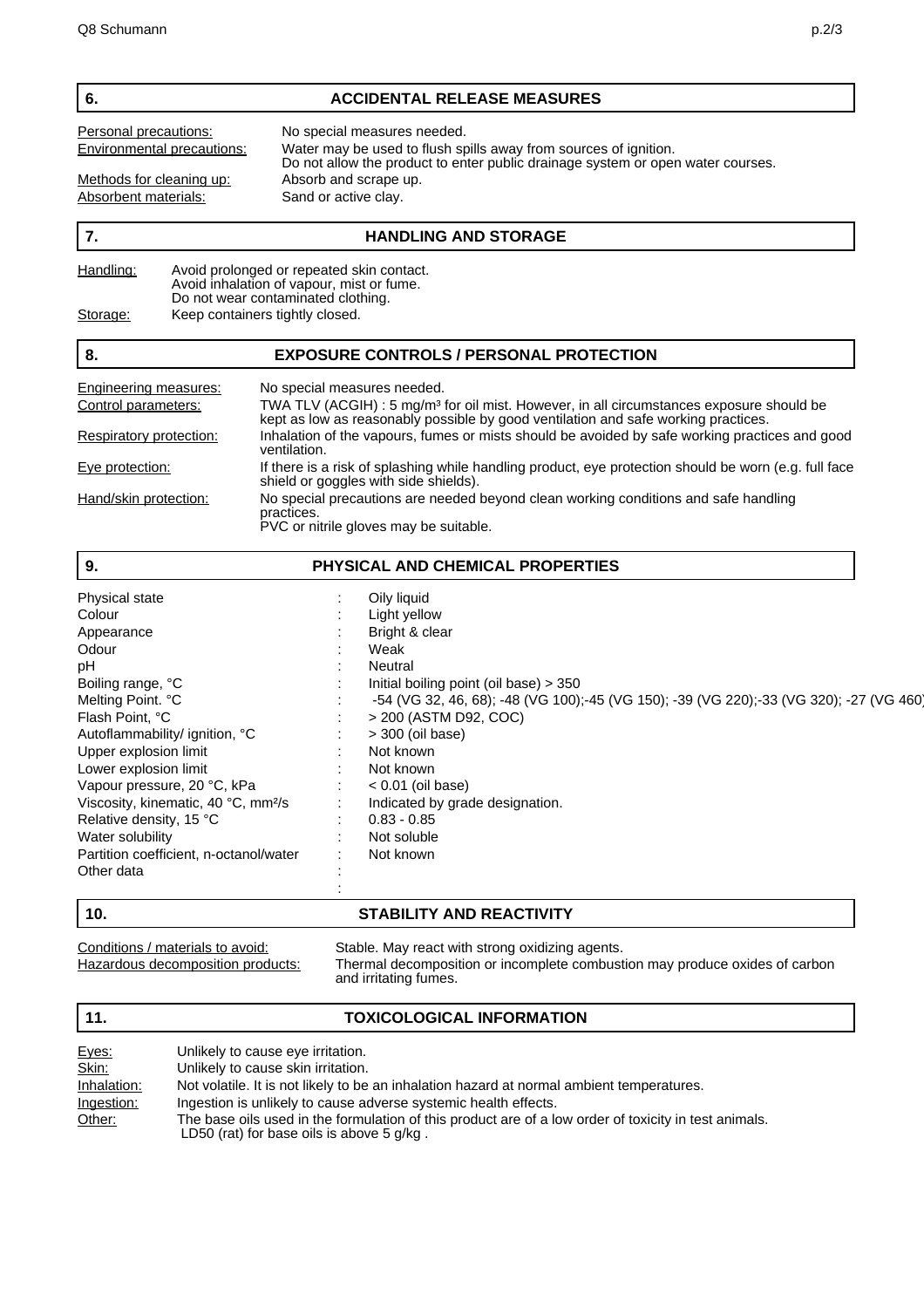## 6. ACCIDENTAL RELEASE MEASURES

| | |
|---|---|
| Personal precautions: | No special measures needed. |
| Environmental precautions: | Water may be used to flush spills away from sources of ignition. Do not allow the product to enter public drainage system or open water courses. |
| Methods for cleaning up: | Absorb and scrape up. |
| Absorbent materials: | Sand or active clay. |

## 7. HANDLING AND STORAGE

| | |
|---|---|
| Handling: | Avoid prolonged or repeated skin contact. Avoid inhalation of vapour, mist or fume. Do not wear contaminated clothing. |
| Storage: | Keep containers tightly closed. |

## 8. EXPOSURE CONTROLS / PERSONAL PROTECTION

| | |
|---|---|
| Engineering measures: | No special measures needed. |
| Control parameters: | TWA TLV (ACGIH) : 5 mg/m³ for oil mist. However, in all circumstances exposure should be kept as low as reasonably possible by good ventilation and safe working practices. |
| Respiratory protection: | Inhalation of the vapours, fumes or mists should be avoided by safe working practices and good ventilation. |
| Eye protection: | If there is a risk of splashing while handling product, eye protection should be worn (e.g. full face shield or goggles with side shields). |
| Hand/skin protection: | No special precautions are needed beyond clean working conditions and safe handling practices. PVC or nitrile gloves may be suitable. |

## 9. PHYSICAL AND CHEMICAL PROPERTIES

| | |
|---|---|
| Physical state | Oily liquid |
| Colour | Light yellow |
| Appearance | Bright & clear |
| Odour | Weak |
| pH | Neutral |
| Boiling range, °C | Initial boiling point (oil base) > 350 |
| Melting Point. °C | -54 (VG 32, 46, 68); -48 (VG 100);-45 (VG 150); -39 (VG 220);-33 (VG 320); -27 (VG 460) |
| Flash Point, °C | > 200 (ASTM D92, COC) |
| Autoflammability/ ignition, °C | > 300 (oil base) |
| Upper explosion limit | Not known |
| Lower explosion limit | Not known |
| Vapour pressure, 20 °C, kPa | < 0.01 (oil base) |
| Viscosity, kinematic, 40 °C, mm²/s | Indicated by grade designation. |
| Relative density, 15 °C | 0.83 - 0.85 |
| Water solubility | Not soluble |
| Partition coefficient, n-octanol/water | Not known |
| Other data | |

## 10. STABILITY AND REACTIVITY

| | |
|---|---|
| Conditions / materials to avoid: | Stable. May react with strong oxidizing agents. |
| Hazardous decomposition products: | Thermal decomposition or incomplete combustion may produce oxides of carbon and irritating fumes. |

## 11. TOXICOLOGICAL INFORMATION

| | |
|---|---|
| Eyes: | Unlikely to cause eye irritation. |
| Skin: | Unlikely to cause skin irritation. |
| Inhalation: | Not volatile. It is not likely to be an inhalation hazard at normal ambient temperatures. |
| Ingestion: | Ingestion is unlikely to cause adverse systemic health effects. |
| Other: | The base oils used in the formulation of this product are of a low order of toxicity in test animals. LD50 (rat) for base oils is above 5 g/kg . |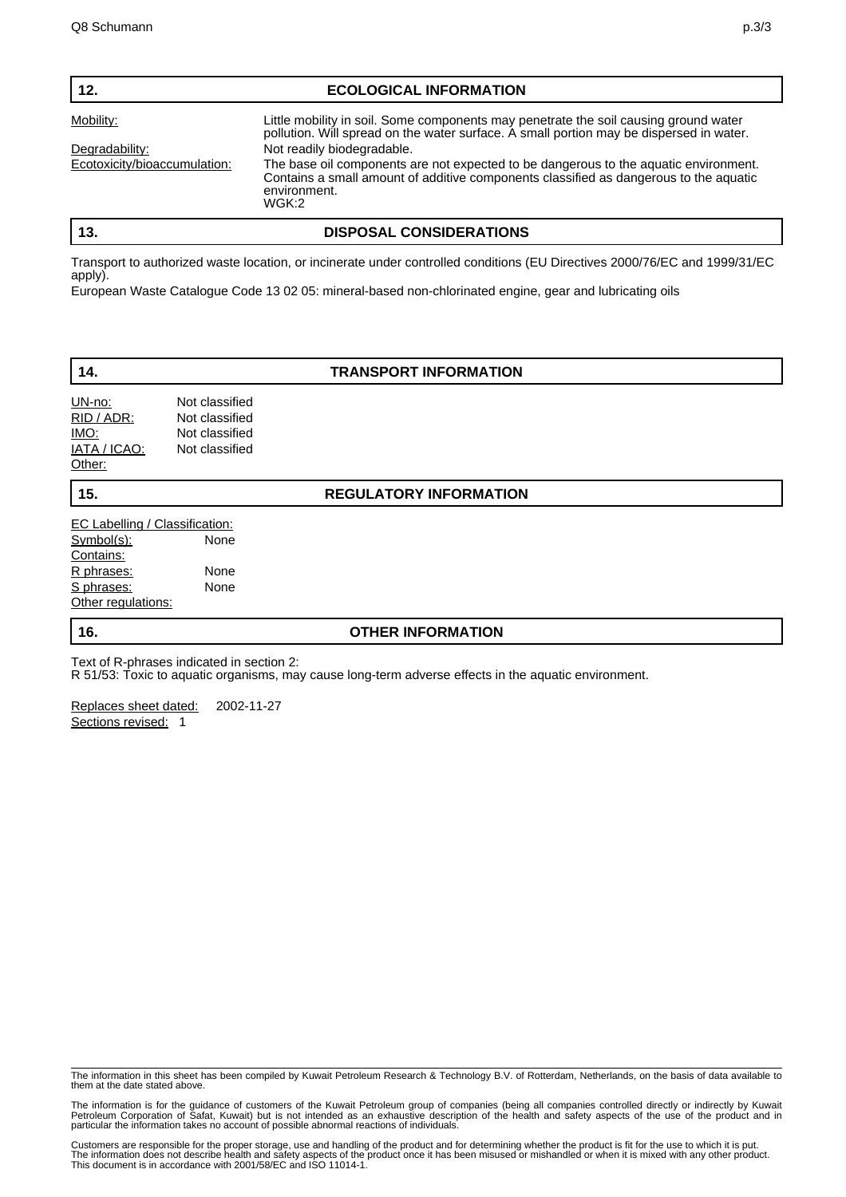## 12. ECOLOGICAL INFORMATION

| | |
|---|---|
| Mobility: | Little mobility in soil. Some components may penetrate the soil causing ground water pollution. Will spread on the water surface. A small portion may be dispersed in water. |
| Degradability: | Not readily biodegradable. |
| Ecotoxicity/bioaccumulation: | The base oil components are not expected to be dangerous to the aquatic environment. Contains a small amount of additive components classified as dangerous to the aquatic environment. WGK:2 |

## 13. DISPOSAL CONSIDERATIONS

Transport to authorized waste location, or incinerate under controlled conditions (EU Directives 2000/76/EC and 1999/31/EC apply).

European Waste Catalogue Code 13 02 05: mineral-based non-chlorinated engine, gear and lubricating oils

## 14. TRANSPORT INFORMATION

| | |
|---|---|
| UN-no: | Not classified |
| RID / ADR: | Not classified |
| IMO: | Not classified |
| IATA / ICAO: | Not classified |
| Other: | |

## 15. REGULATORY INFORMATION

EC Labelling / Classification:

| | |
|---|---|
| Symbol(s): | None |
| Contains: | |
| R phrases: | None |
| S phrases: | None |
| Other regulations: | |

## 16. OTHER INFORMATION

Text of R-phrases indicated in section 2:
R 51/53: Toxic to aquatic organisms, may cause long-term adverse effects in the aquatic environment.

Replaces sheet dated: 2002-11-27
Sections revised: 1

The information in this sheet has been compiled by Kuwait Petroleum Research & Technology B.V. of Rotterdam, Netherlands, on the basis of data available to them at the date stated above.

The information is for the guidance of customers of the Kuwait Petroleum group of companies (being all companies controlled directly or indirectly by Kuwait Petroleum Corporation of Safat, Kuwait) but is not intended as an exhaustive description of the health and safety aspects of the use of the product and in particular the information takes no account of possible abnormal reactions of individuals.

Customers are responsible for the proper storage, use and handling of the product and for determining whether the product is fit for the use to which it is put. The information does not describe health and safety aspects of the product once it has been misused or mishandled or when it is mixed with any other product. This document is in accordance with 2001/58/EC and ISO 11014-1.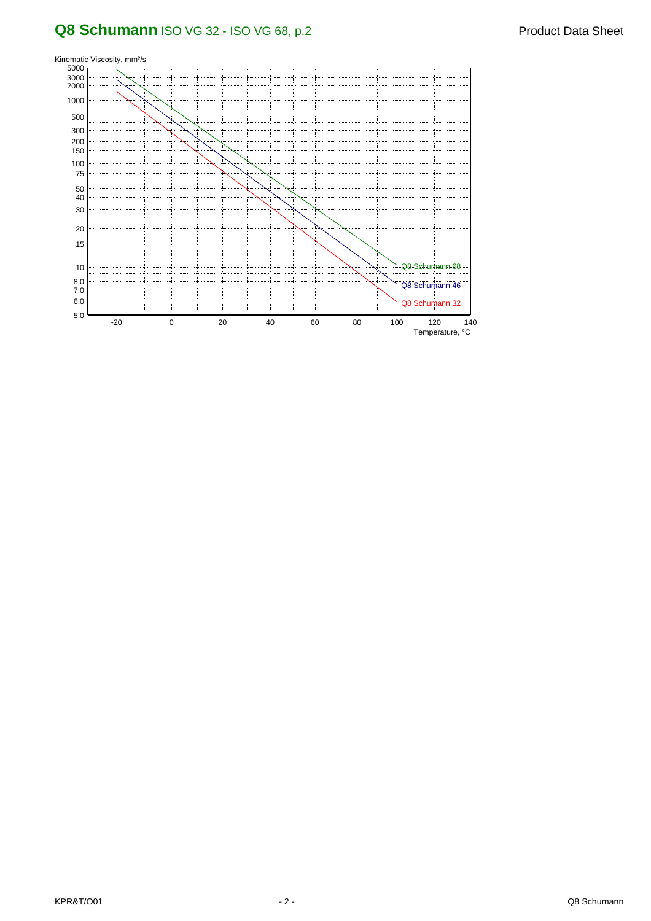# Q8 Schumann ISO VG 32 - ISO VG 68, p.2

Product Data Sheet

Kinematic Viscosity, mm²/s

5000
3000
2000
1000
500
300
200
150
100
75
50
40
30
20
15
10
8.0
7.0
6.0
5.0

-20
0
20
40
60
80
100
120
140

Temperature, °C

Q8 Schumann 68

Q8 Schumann 46

Q8 Schumann 32

KPR&T/O01

Q8 Schumann